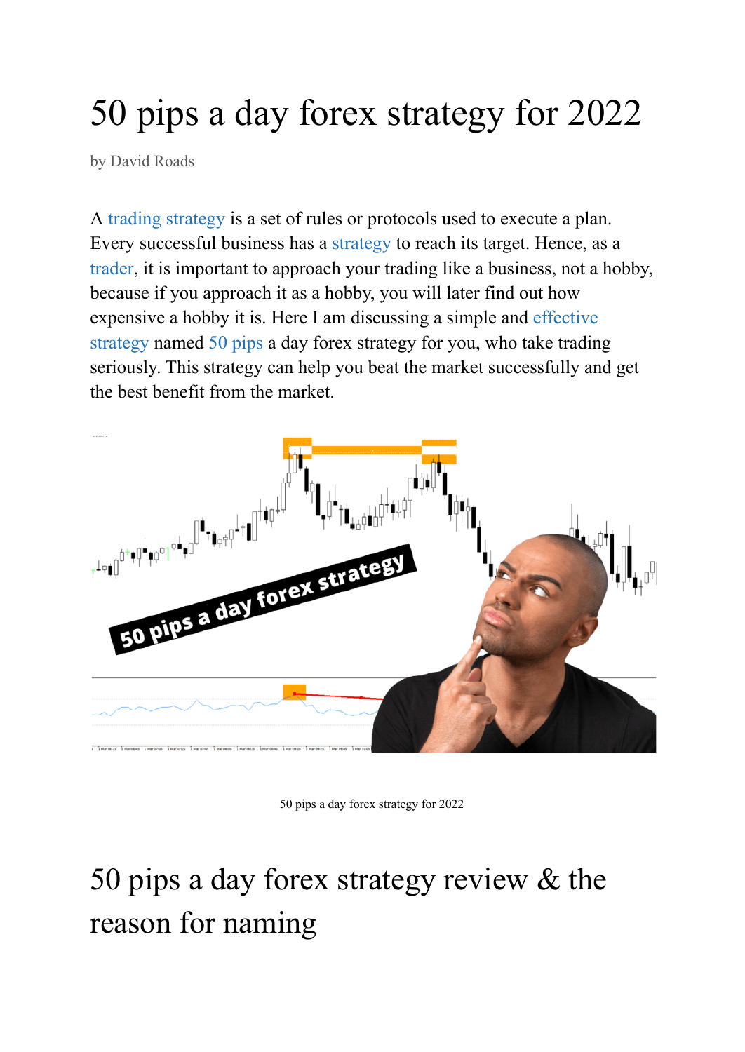# 50 pips a day forex strategy for 2022

by David Roads

A trading strategy is a set of rules or protocols used to execute a plan. Every successful business has a strategy to reach its target. Hence, as a trader, it is important to approach your trading like a business, not a hobby, because if you approach it as a hobby, you will later find out how expensive a hobby it is. Here I am discussing a simple and effective strategy named 50 pips a day forex strategy for you, who take trading seriously. This strategy can help you beat the market successfully and get the best benefit from the market.

50 pips a day forex strategy for 2022

## 50 pips a day forex strategy review & the reason for naming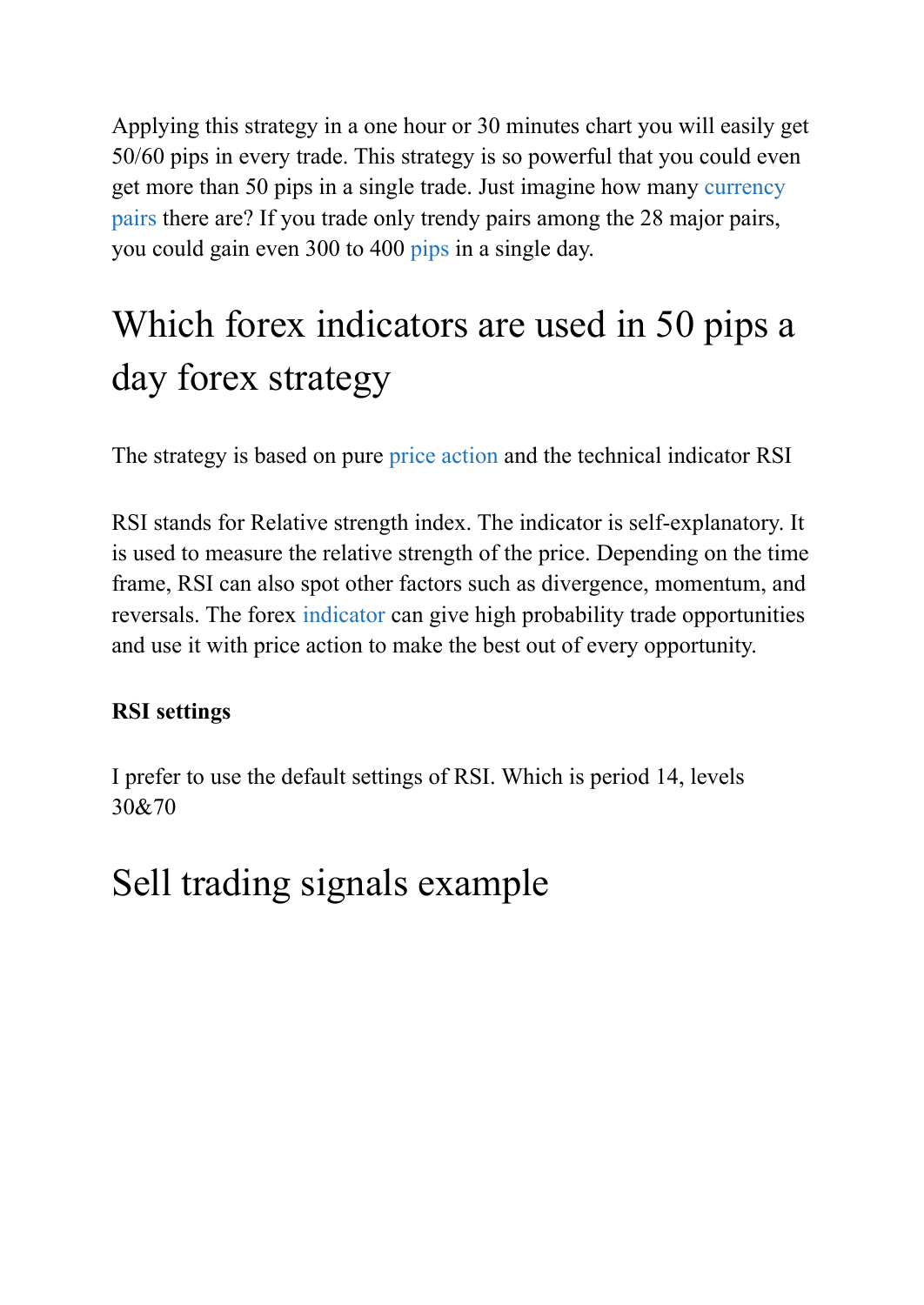Applying this strategy in a one hour or 30 minutes chart you will easily get 50/60 pips in every trade. This strategy is so powerful that you could even get more than 50 pips in a single trade. Just imagine how many currency pairs there are? If you trade only trendy pairs among the 28 major pairs, you could gain even 300 to 400 pips in a single day.

# Which forex indicators are used in 50 pips a day forex strategy

The strategy is based on pure price action and the technical indicator RSI

RSI stands for Relative strength index. The indicator is self-explanatory. It is used to measure the relative strength of the price. Depending on the time frame, RSI can also spot other factors such as divergence, momentum, and reversals. The forex indicator can give high probability trade opportunities and use it with price action to make the best out of every opportunity.

**RSI settings**

I prefer to use the default settings of RSI. Which is period 14, levels 30&70

# Sell trading signals example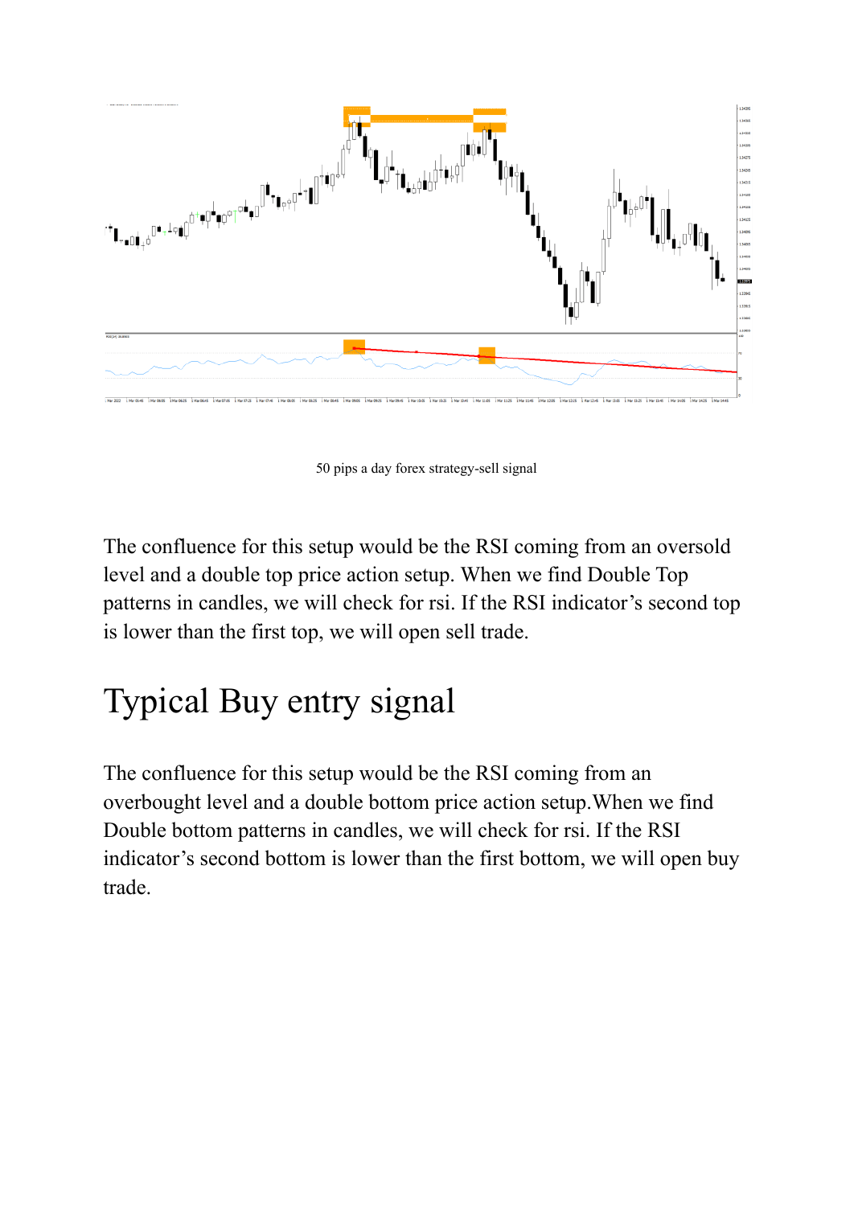50 pips a day forex strategy-sell signal

The confluence for this setup would be the RSI coming from an oversold level and a double top price action setup. When we find Double Top patterns in candles, we will check for rsi. If the RSI indicator's second top is lower than the first top, we will open sell trade.

# Typical Buy entry signal

The confluence for this setup would be the RSI coming from an overbought level and a double bottom price action setup.When we find Double bottom patterns in candles, we will check for rsi. If the RSI indicator's second bottom is lower than the first bottom, we will open buy trade.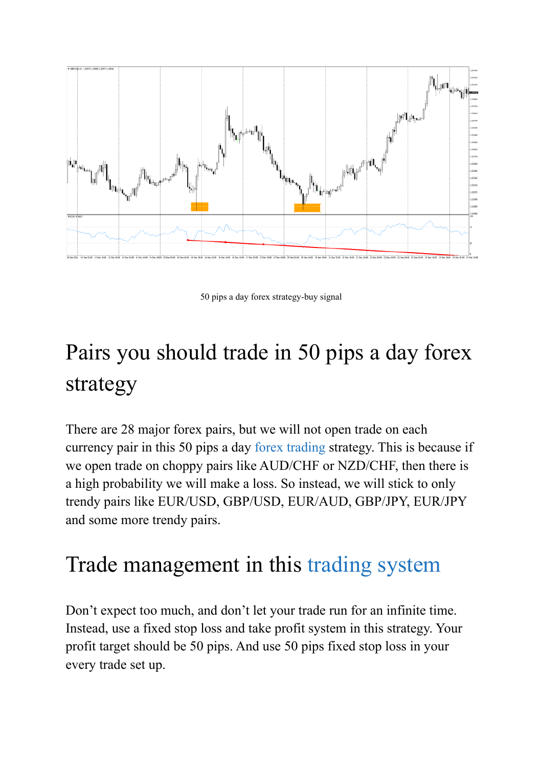50 pips a day forex strategy-buy signal

## Pairs you should trade in 50 pips a day forex strategy

There are 28 major forex pairs, but we will not open trade on each currency pair in this 50 pips a day forex trading strategy. This is because if we open trade on choppy pairs like AUD/CHF or NZD/CHF, then there is a high probability we will make a loss. So instead, we will stick to only trendy pairs like EUR/USD, GBP/USD, EUR/AUD, GBP/JPY, EUR/JPY and some more trendy pairs.

## Trade management in this trading system

Don't expect too much, and don't let your trade run for an infinite time. Instead, use a fixed stop loss and take profit system in this strategy. Your profit target should be 50 pips. And use 50 pips fixed stop loss in your every trade set up.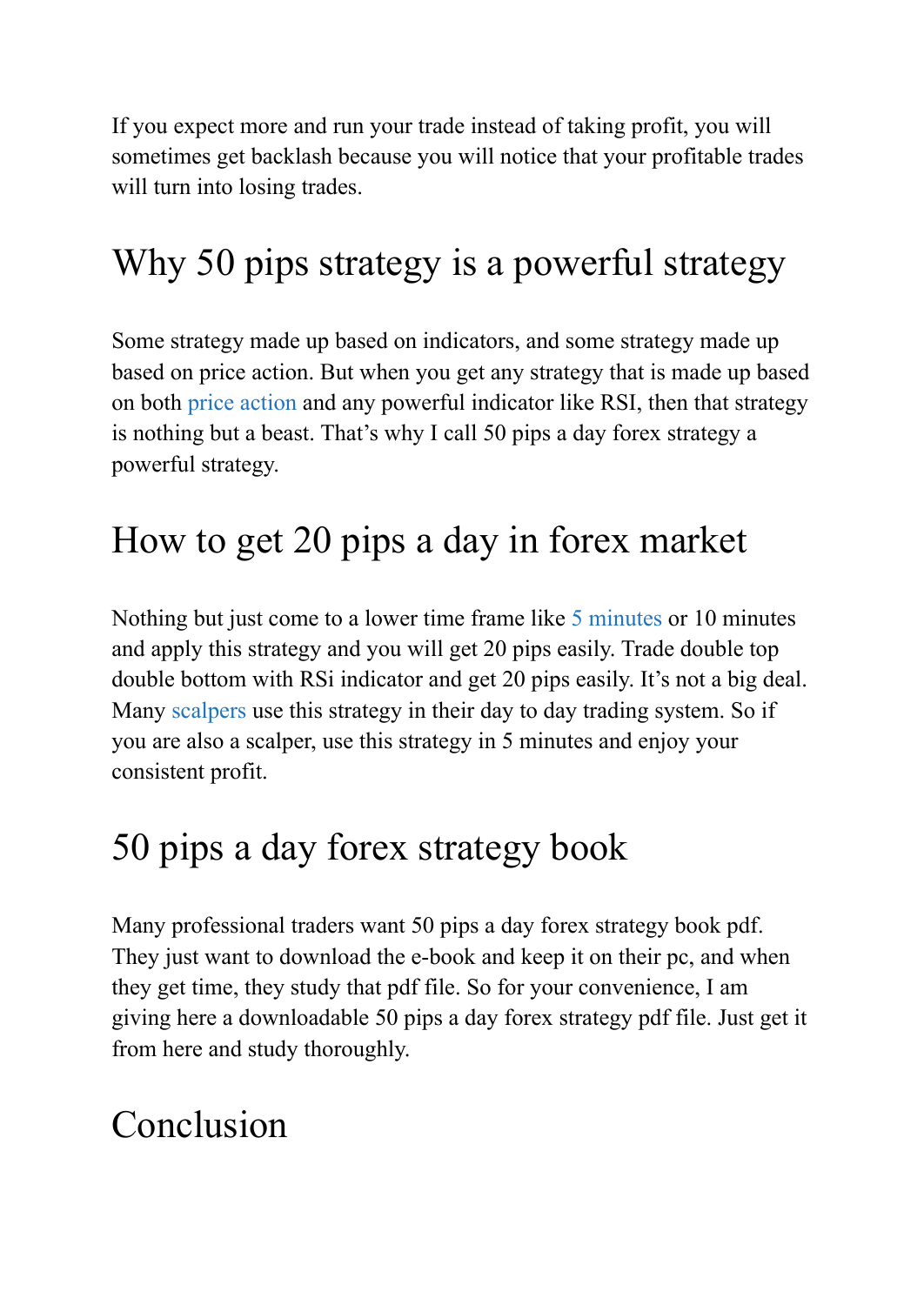If you expect more and run your trade instead of taking profit, you will sometimes get backlash because you will notice that your profitable trades will turn into losing trades.

## Why 50 pips strategy is a powerful strategy

Some strategy made up based on indicators, and some strategy made up based on price action. But when you get any strategy that is made up based on both price action and any powerful indicator like RSI, then that strategy is nothing but a beast. That's why I call 50 pips a day forex strategy a powerful strategy.

## How to get 20 pips a day in forex market

Nothing but just come to a lower time frame like 5 minutes or 10 minutes and apply this strategy and you will get 20 pips easily. Trade double top double bottom with RSi indicator and get 20 pips easily. It's not a big deal. Many scalpers use this strategy in their day to day trading system. So if you are also a scalper, use this strategy in 5 minutes and enjoy your consistent profit.

## 50 pips a day forex strategy book

Many professional traders want 50 pips a day forex strategy book pdf. They just want to download the e-book and keep it on their pc, and when they get time, they study that pdf file. So for your convenience, I am giving here a downloadable 50 pips a day forex strategy pdf file. Just get it from here and study thoroughly.

## Conclusion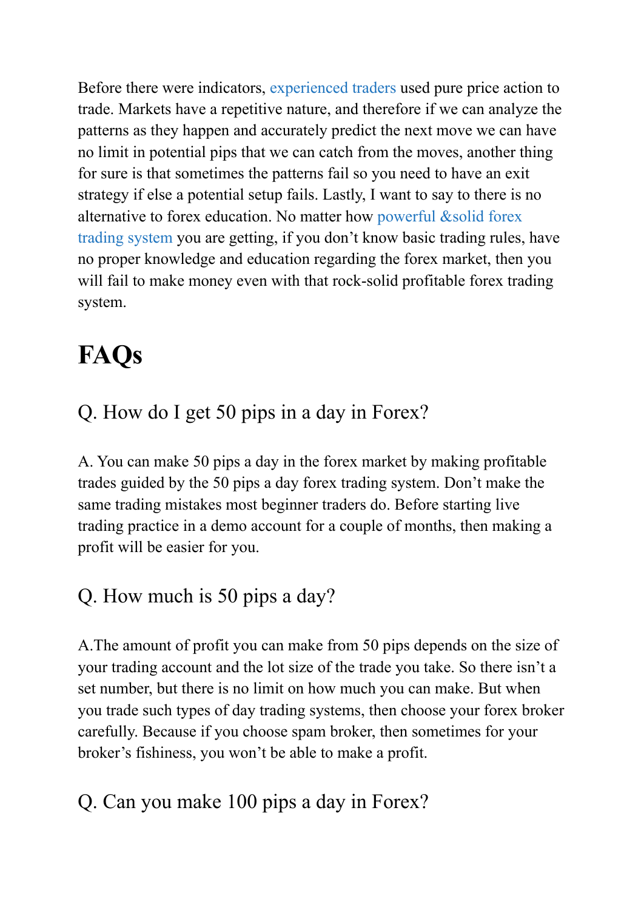Before there were indicators, experienced traders used pure price action to trade. Markets have a repetitive nature, and therefore if we can analyze the patterns as they happen and accurately predict the next move we can have no limit in potential pips that we can catch from the moves, another thing for sure is that sometimes the patterns fail so you need to have an exit strategy if else a potential setup fails. Lastly, I want to say to there is no alternative to forex education. No matter how powerful &solid forex trading system you are getting, if you don't know basic trading rules, have no proper knowledge and education regarding the forex market, then you will fail to make money even with that rock-solid profitable forex trading system.

# FAQs

## Q. How do I get 50 pips in a day in Forex?

A. You can make 50 pips a day in the forex market by making profitable trades guided by the 50 pips a day forex trading system. Don't make the same trading mistakes most beginner traders do. Before starting live trading practice in a demo account for a couple of months, then making a profit will be easier for you.

## Q. How much is 50 pips a day?

A.The amount of profit you can make from 50 pips depends on the size of your trading account and the lot size of the trade you take. So there isn't a set number, but there is no limit on how much you can make. But when you trade such types of day trading systems, then choose your forex broker carefully. Because if you choose spam broker, then sometimes for your broker's fishiness, you won't be able to make a profit.

## Q. Can you make 100 pips a day in Forex?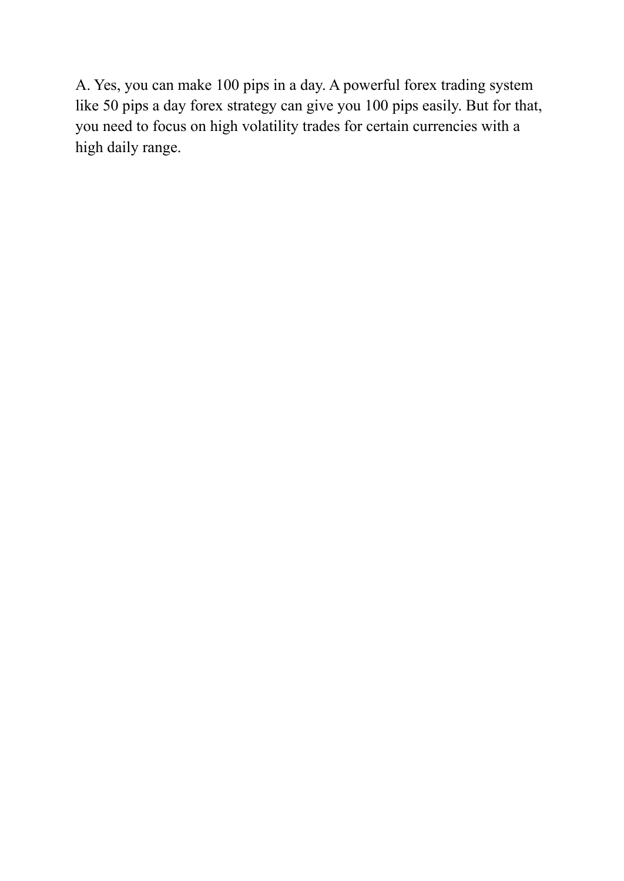A. Yes, you can make 100 pips in a day. A powerful forex trading system like 50 pips a day forex strategy can give you 100 pips easily. But for that, you need to focus on high volatility trades for certain currencies with a high daily range.